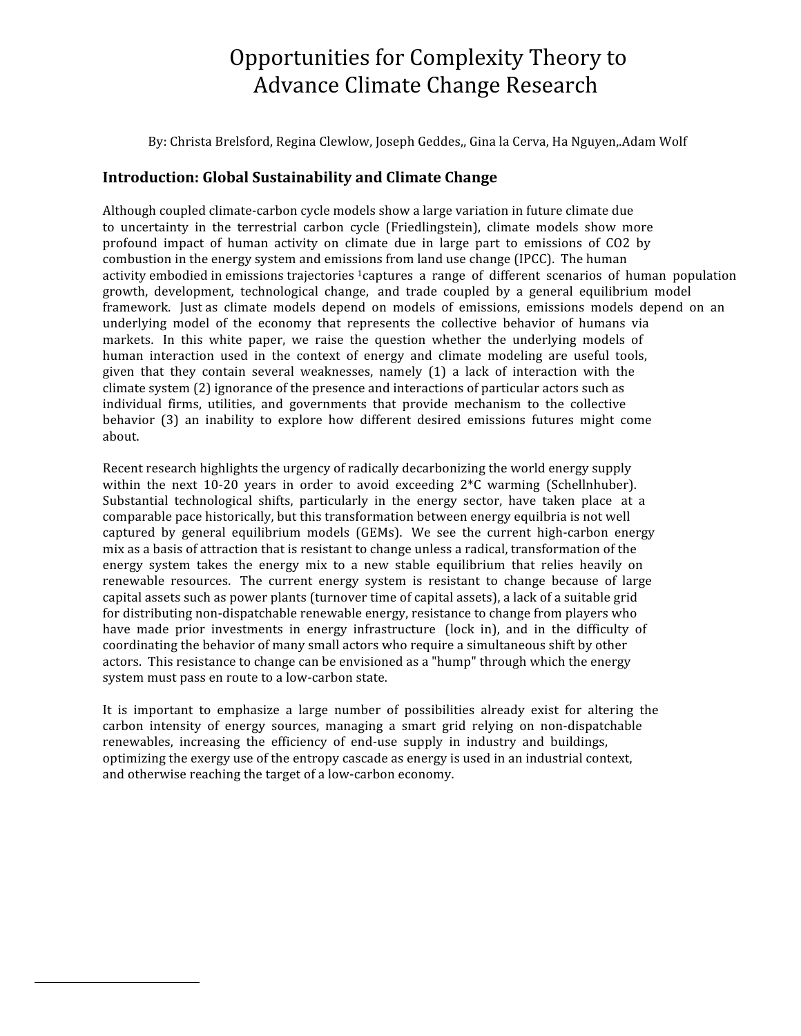# Opportunities for Complexity Theory to Advance Climate Change Research

By: Christa Brelsford, Regina Clewlow, Joseph Geddes,, Gina la Cerva, Ha Nguyen,.Adam Wolf

## Introduction: Global Sustainability and Climate Change

Although coupled climate-carbon cycle models show a large variation in future climate due to uncertainty in the terrestrial carbon cycle (Friedlingstein), climate models show more profound impact of human activity on climate due in large part to emissions of CO2 by combustion in the energy system and emissions from land use change (IPCC). The human activity embodied in emissions trajectories [1]captures a range of different scenarios of human population growth, development, technological change, and trade coupled by a general equilibrium model framework. Just as climate models depend on models of emissions, emissions models depend on an underlying model of the economy that represents the collective behavior of humans via markets. In this white paper, we raise the question whether the underlying models of human interaction used in the context of energy and climate modeling are useful tools, given that they contain several weaknesses, namely (1) a lack of interaction with the climate system (2) ignorance of the presence and interactions of particular actors such as individual firms, utilities, and governments that provide mechanism to the collective behavior (3) an inability to explore how different desired emissions futures might come about.

Recent research highlights the urgency of radically decarbonizing the world energy supply within the next 10-20 years in order to avoid exceeding 2*C warming (Schellnhuber). Substantial technological shifts, particularly in the energy sector, have taken place at a comparable pace historically, but this transformation between energy equlbria is not well captured by general equilibrium models (GEMs). We see the current high-carbon energy mix as a basis of attraction that is resistant to change unless a radical, transformation of the energy system takes the energy mix to a new stable equilibrium that relies heavily on renewable resources. The current energy system is resistant to change because of large capital assets such as power plants (turnover time of capital assets), a lack of a suitable grid for distributing non-dispatchable renewable energy, resistance to change from players who have made prior investments in energy infrastructure (lock in), and in the difficulty of coordinating the behavior of many small actors who require a simultaneous shift by other actors. This resistance to change can be envisioned as a "hump" through which the energy system must pass en route to a low-carbon state.

It is important to emphasize a large number of possibilities already exist for altering the carbon intensity of energy sources, managing a smart grid relying on non-dispatchable renewables, increasing the efficiency of end-use supply in industry and buildings, optimizing the exergy use of the entropy cascade as energy is used in an industrial context, and otherwise reaching the target of a low-carbon economy.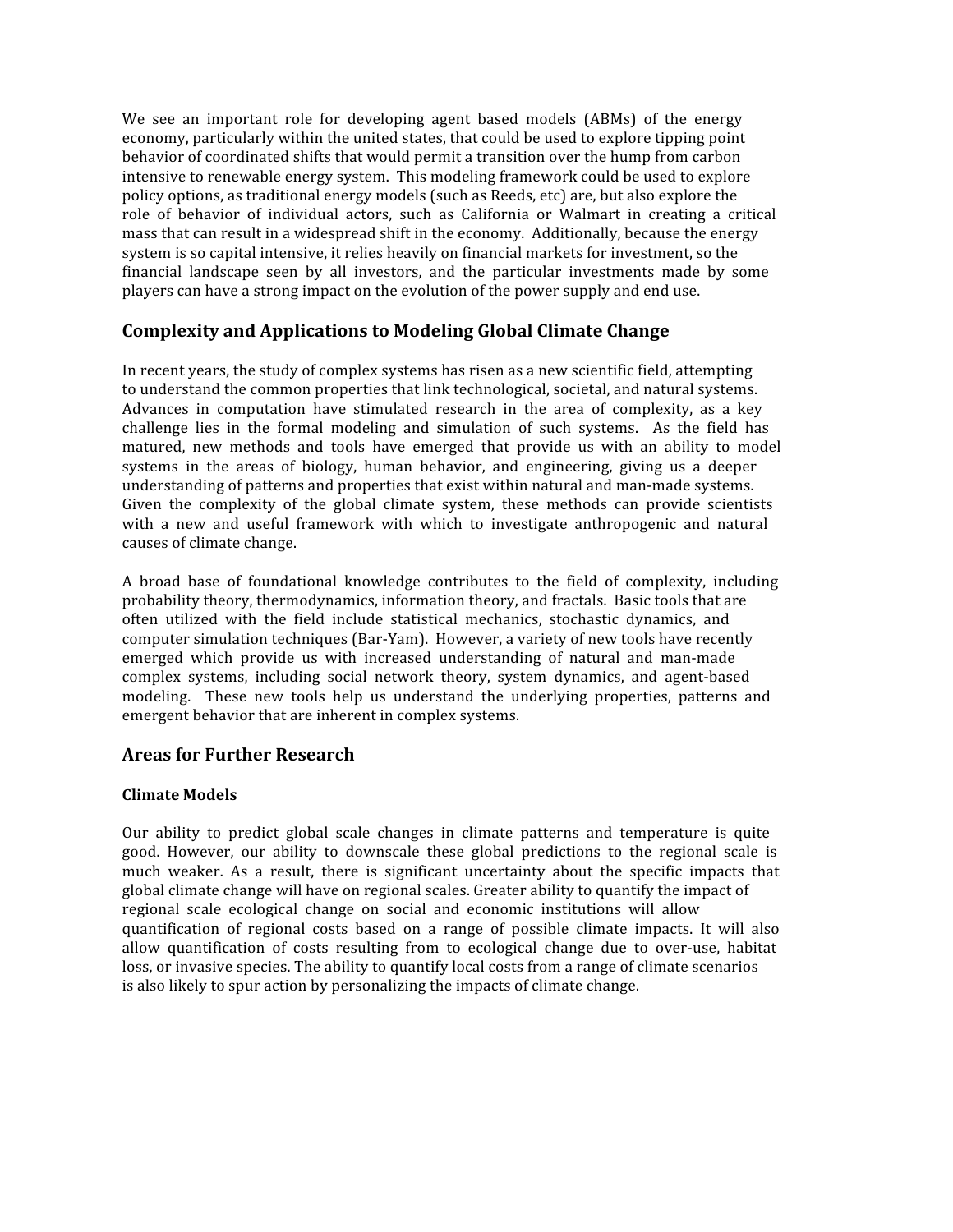We see an important role for developing agent based models (ABMs) of the energy economy, particularly within the united states, that could be used to explore tipping point behavior of coordinated shifts that would permit a transition over the hump from carbon intensive to renewable energy system. This modeling framework could be used to explore policy options, as traditional energy models (such as Reeds, etc) are, but also explore the role of behavior of individual actors, such as California or Walmart in creating a critical mass that can result in a widespread shift in the economy. Additionally, because the energy system is so capital intensive, it relies heavily on financial markets for investment, so the financial landscape seen by all investors, and the particular investments made by some players can have a strong impact on the evolution of the power supply and end use.

## Complexity and Applications to Modeling Global Climate Change

In recent years, the study of complex systems has risen as a new scientific field, attempting to understand the common properties that link technological, societal, and natural systems. Advances in computation have stimulated research in the area of complexity, as a key challenge lies in the formal modeling and simulation of such systems. As the field has matured, new methods and tools have emerged that provide us with an ability to model systems in the areas of biology, human behavior, and engineering, giving us a deeper understanding of patterns and properties that exist within natural and man-made systems. Given the complexity of the global climate system, these methods can provide scientists with a new and useful framework with which to investigate anthropogenic and natural causes of climate change.

A broad base of foundational knowledge contributes to the field of complexity, including probability theory, thermodynamics, information theory, and fractals. Basic tools that are often utilized with the field include statistical mechanics, stochastic dynamics, and computer simulation techniques (Bar-Yam). However, a variety of new tools have recently emerged which provide us with increased understanding of natural and man-made complex systems, including social network theory, system dynamics, and agent-based modeling. These new tools help us understand the underlying properties, patterns and emergent behavior that are inherent in complex systems.

## Areas for Further Research

### Climate Models

Our ability to predict global scale changes in climate patterns and temperature is quite good. However, our ability to downscale these global predictions to the regional scale is much weaker. As a result, there is significant uncertainty about the specific impacts that global climate change will have on regional scales. Greater ability to quantify the impact of regional scale ecological change on social and economic institutions will allow quantification of regional costs based on a range of possible climate impacts. It will also allow quantification of costs resulting from to ecological change due to over-use, habitat loss, or invasive species. The ability to quantify local costs from a range of climate scenarios is also likely to spur action by personalizing the impacts of climate change.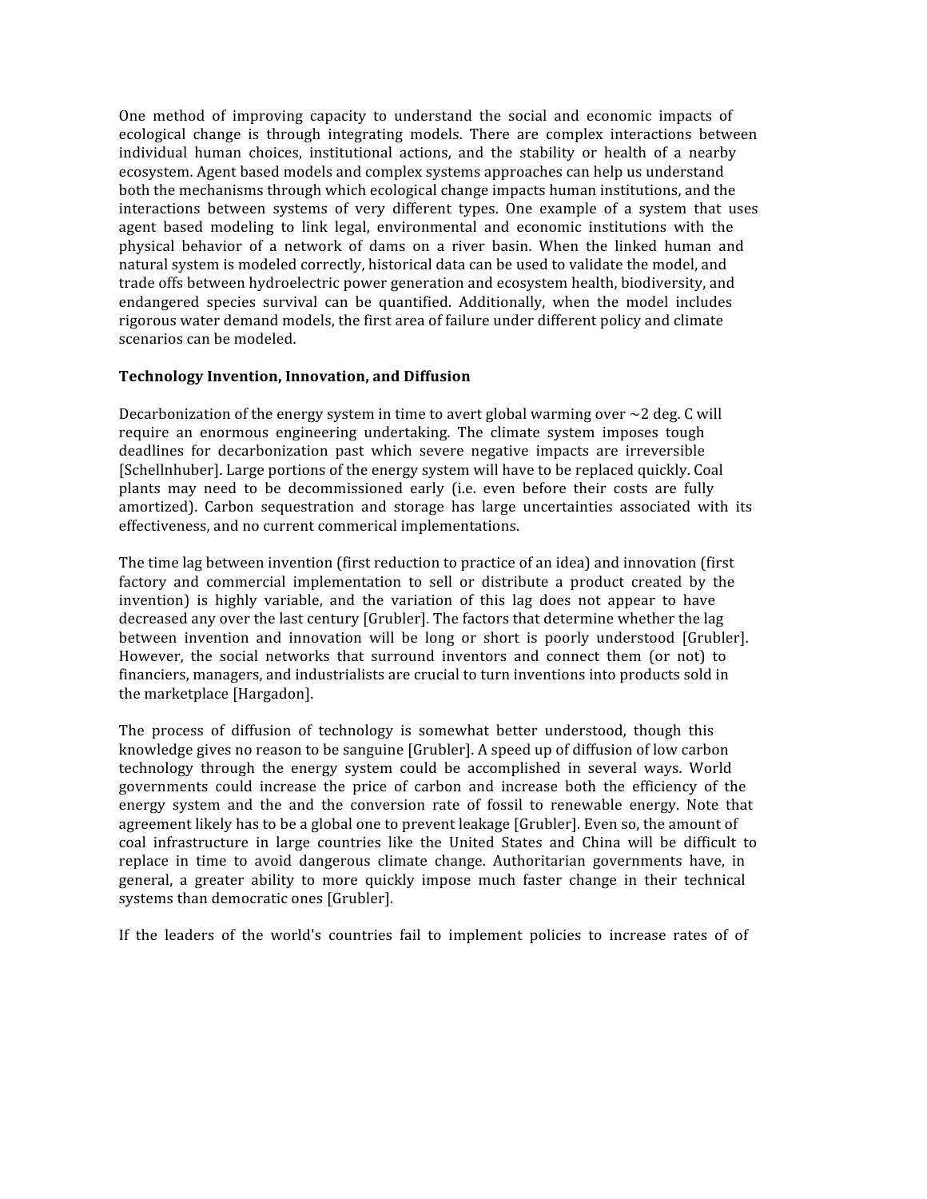One method of improving capacity to understand the social and economic impacts of ecological change is through integrating models. There are complex interactions between individual human choices, institutional actions, and the stability or health of a nearby ecosystem. Agent based models and complex systems approaches can help us understand both the mechanisms through which ecological change impacts human institutions, and the interactions between systems of very different types. One example of a system that uses agent based modeling to link legal, environmental and economic institutions with the physical behavior of a network of dams on a river basin. When the linked human and natural system is modeled correctly, historical data can be used to validate the model, and trade offs between hydroelectric power generation and ecosystem health, biodiversity, and endangered species survival can be quantified. Additionally, when the model includes rigorous water demand models, the first area of failure under different policy and climate scenarios can be modeled.

**Technology Invention, Innovation, and Diffusion**

Decarbonization of the energy system in time to avert global warming over ~2 deg. C will require an enormous engineering undertaking. The climate system imposes tough deadlines for decarbonization past which severe negative impacts are irreversible [Schellnhuber]. Large portions of the energy system will have to be replaced quickly. Coal plants may need to be decommissioned early (i.e. even before their costs are fully amortized). Carbon sequestration and storage has large uncertainties associated with its effectiveness, and no current commerical implementations.

The time lag between invention (first reduction to practice of an idea) and innovation (first factory and commercial implementation to sell or distribute a product created by the invention) is highly variable, and the variation of this lag does not appear to have decreased any over the last century [Grubler]. The factors that determine whether the lag between invention and innovation will be long or short is poorly understood [Grubler]. However, the social networks that surround inventors and connect them (or not) to financiers, managers, and industrialists are crucial to turn inventions into products sold in the marketplace [Hargadon].

The process of diffusion of technology is somewhat better understood, though this knowledge gives no reason to be sanguine [Grubler]. A speed up of diffusion of low carbon technology through the energy system could be accomplished in several ways. World governments could increase the price of carbon and increase both the efficiency of the energy system and the and the conversion rate of fossil to renewable energy. Note that agreement likely has to be a global one to prevent leakage [Grubler]. Even so, the amount of coal infrastructure in large countries like the United States and China will be difficult to replace in time to avoid dangerous climate change. Authoritarian governments have, in general, a greater ability to more quickly impose much faster change in their technical systems than democratic ones [Grubler].

If the leaders of the world's countries fail to implement policies to increase rates of of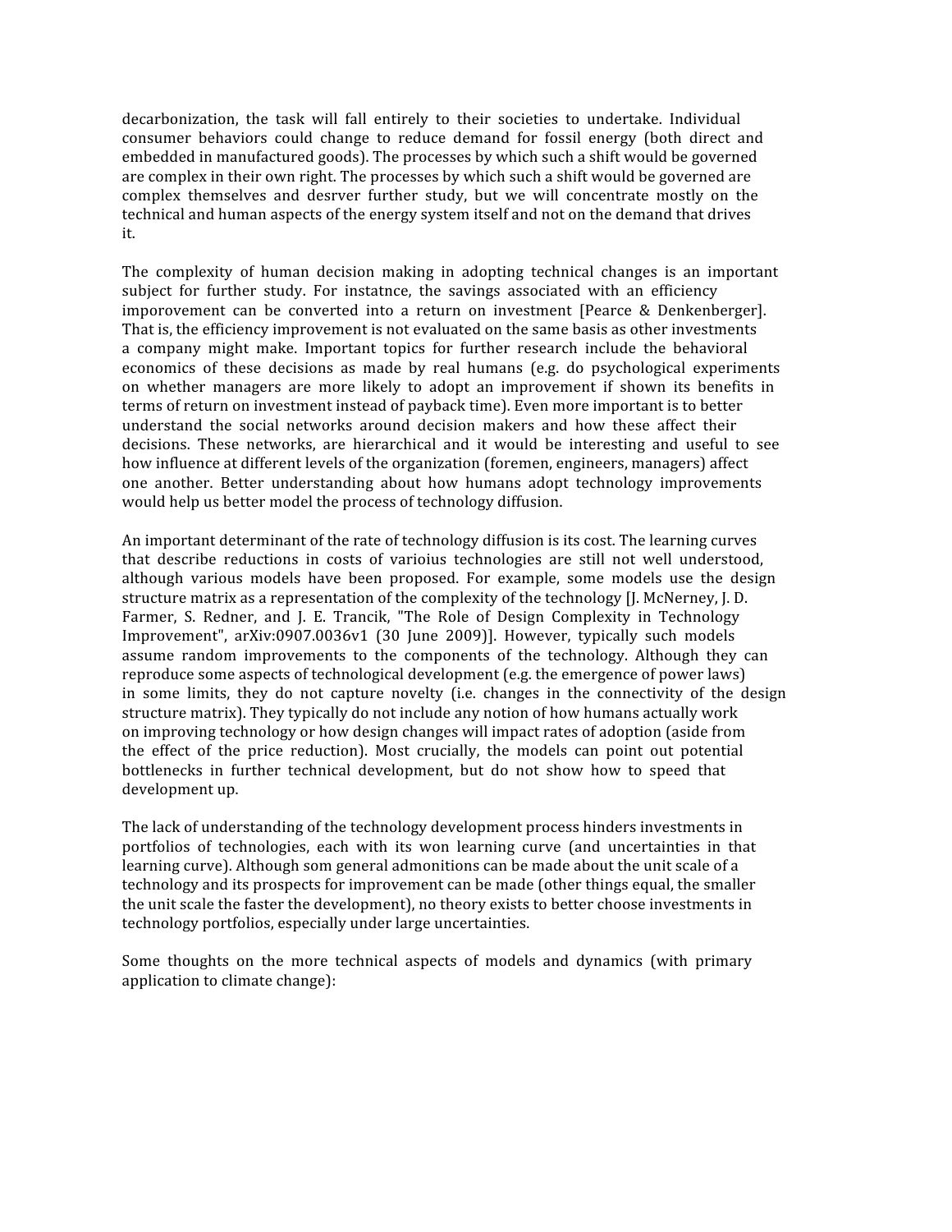decarbonization, the task will fall entirely to their societies to undertake. Individual consumer behaviors could change to reduce demand for fossil energy (both direct and embedded in manufactured goods). The processes by which such a shift would be governed are complex in their own right. The processes by which such a shift would be governed are complex themselves and desrver further study, but we will concentrate mostly on the technical and human aspects of the energy system itself and not on the demand that drives it.

The complexity of human decision making in adopting technical changes is an important subject for further study. For instatnce, the savings associated with an efficiency imporovement can be converted into a return on investment [Pearce & Denkenberger]. That is, the efficiency improvement is not evaluated on the same basis as other investments a company might make. Important topics for further research include the behavioral economics of these decisions as made by real humans (e.g. do psychological experiments on whether managers are more likely to adopt an improvement if shown its benefits in terms of return on investment instead of payback time). Even more important is to better understand the social networks around decision makers and how these affect their decisions. These networks, are hierarchical and it would be interesting and useful to see how influence at different levels of the organization (foremen, engineers, managers) affect one another. Better understanding about how humans adopt technology improvements would help us better model the process of technology diffusion.

An important determinant of the rate of technology diffusion is its cost. The learning curves that describe reductions in costs of varioius technologies are still not well understood, although various models have been proposed. For example, some models use the design structure matrix as a representation of the complexity of the technology [J. McNerney, J. D. Farmer, S. Redner, and J. E. Trancik, "The Role of Design Complexity in Technology Improvement", arXiv:0907.0036v1 (30 June 2009)]. However, typically such models assume random improvements to the components of the technology. Although they can reproduce some aspects of technological development (e.g. the emergence of power laws) in some limits, they do not capture novelty (i.e. changes in the connectivity of the design structure matrix). They typically do not include any notion of how humans actually work on improving technology or how design changes will impact rates of adoption (aside from the effect of the price reduction). Most crucially, the models can point out potential bottlenecks in further technical development, but do not show how to speed that development up.

The lack of understanding of the technology development process hinders investments in portfolios of technologies, each with its won learning curve (and uncertainties in that learning curve). Although som general admonitions can be made about the unit scale of a technology and its prospects for improvement can be made (other things equal, the smaller the unit scale the faster the development), no theory exists to better choose investments in technology portfolios, especially under large uncertainties.

Some thoughts on the more technical aspects of models and dynamics (with primary application to climate change):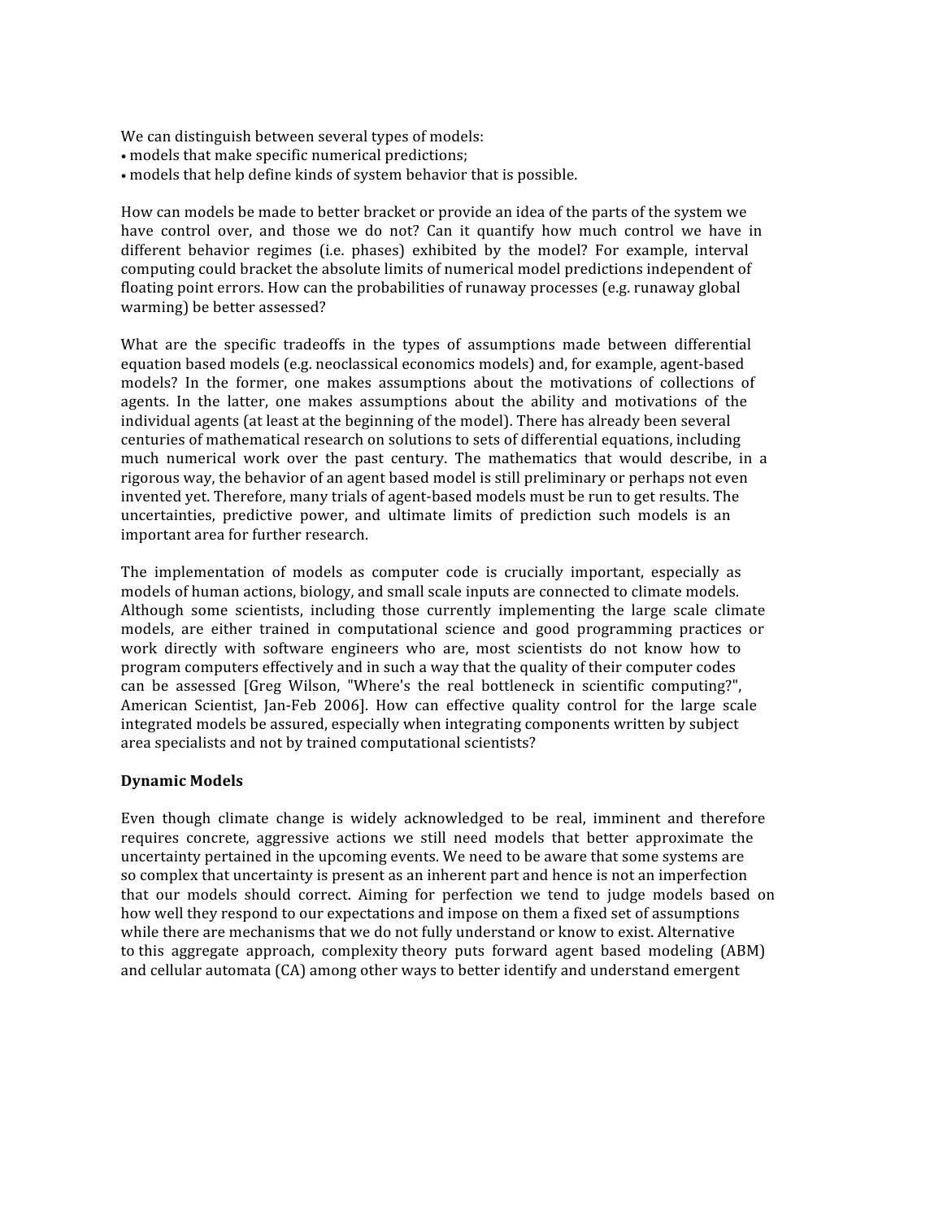We can distinguish between several types of models:

- models that make specific numerical predictions;
- models that help define kinds of system behavior that is possible.

How can models be made to better bracket or provide an idea of the parts of the system we have control over, and those we do not? Can it quantify how much control we have in different behavior regimes (i.e. phases) exhibited by the model? For example, interval computing could bracket the absolute limits of numerical model predictions independent of floating point errors. How can the probabilities of runaway processes (e.g. runaway global warming) be better assessed?

What are the specific tradeoffs in the types of assumptions made between differential equation based models (e.g. neoclassical economics models) and, for example, agent-based models? In the former, one makes assumptions about the motivations of collections of agents. In the latter, one makes assumptions about the ability and motivations of the individual agents (at least at the beginning of the model). There has already been several centuries of mathematical research on solutions to sets of differential equations, including much numerical work over the past century. The mathematics that would describe, in a rigorous way, the behavior of an agent based model is still preliminary or perhaps not even invented yet. Therefore, many trials of agent-based models must be run to get results. The uncertainties, predictive power, and ultimate limits of prediction such models is an important area for further research.

The implementation of models as computer code is crucially important, especially as models of human actions, biology, and small scale inputs are connected to climate models. Although some scientists, including those currently implementing the large scale climate models, are either trained in computational science and good programming practices or work directly with software engineers who are, most scientists do not know how to program computers effectively and in such a way that the quality of their computer codes can be assessed [Greg Wilson, "Where's the real bottleneck in scientific computing?", American Scientist, Jan-Feb 2006]. How can effective quality control for the large scale integrated models be assured, especially when integrating components written by subject area specialists and not by trained computational scientists?

**Dynamic Models**

Even though climate change is widely acknowledged to be real, imminent and therefore requires concrete, aggressive actions we still need models that better approximate the uncertainty pertained in the upcoming events. We need to be aware that some systems are so complex that uncertainty is present as an inherent part and hence is not an imperfection that our models should correct. Aiming for perfection we tend to judge models based on how well they respond to our expectations and impose on them a fixed set of assumptions while there are mechanisms that we do not fully understand or know to exist. Alternative to this aggregate approach, complexity theory puts forward agent based modeling (ABM) and cellular automata (CA) among other ways to better identify and understand emergent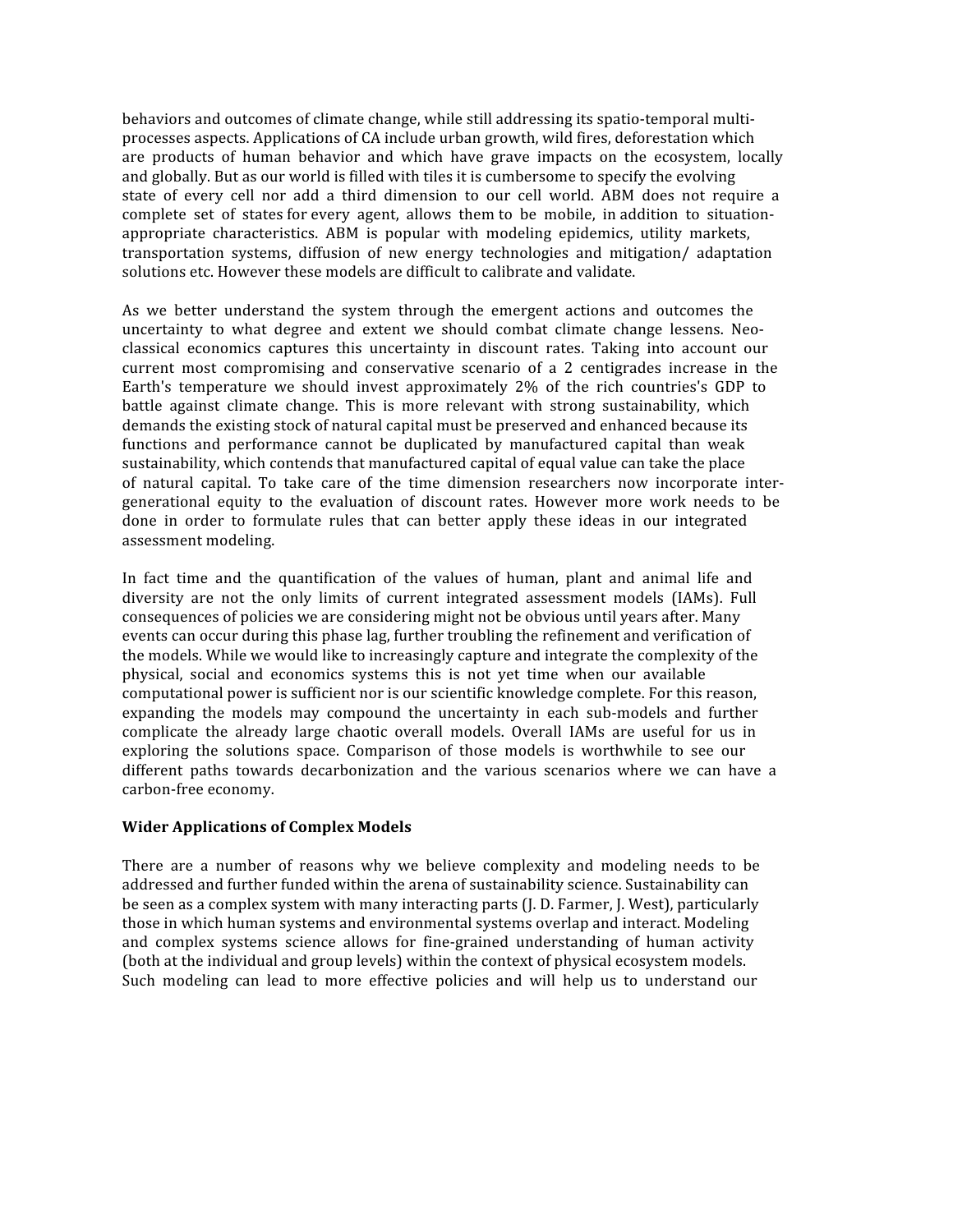behaviors and outcomes of climate change, while still addressing its spatio-temporal multi-processes aspects. Applications of CA include urban growth, wild fires, deforestation which are products of human behavior and which have grave impacts on the ecosystem, locally and globally. But as our world is filled with tiles it is cumbersome to specify the evolving state of every cell nor add a third dimension to our cell world. ABM does not require a complete set of states for every agent, allows them to be mobile, in addition to situation-appropriate characteristics. ABM is popular with modeling epidemics, utility markets, transportation systems, diffusion of new energy technologies and mitigation/ adaptation solutions etc. However these models are difficult to calibrate and validate.

As we better understand the system through the emergent actions and outcomes the uncertainty to what degree and extent we should combat climate change lessens. Neo-classical economics captures this uncertainty in discount rates. Taking into account our current most compromising and conservative scenario of a 2 centigrades increase in the Earth's temperature we should invest approximately 2% of the rich countries's GDP to battle against climate change. This is more relevant with strong sustainability, which demands the existing stock of natural capital must be preserved and enhanced because its functions and performance cannot be duplicated by manufactured capital than weak sustainability, which contends that manufactured capital of equal value can take the place of natural capital. To take care of the time dimension researchers now incorporate inter-generational equity to the evaluation of discount rates. However more work needs to be done in order to formulate rules that can better apply these ideas in our integrated assessment modeling.

In fact time and the quantification of the values of human, plant and animal life and diversity are not the only limits of current integrated assessment models (IAMs). Full consequences of policies we are considering might not be obvious until years after. Many events can occur during this phase lag, further troubling the refinement and verification of the models. While we would like to increasingly capture and integrate the complexity of the physical, social and economics systems this is not yet time when our available computational power is sufficient nor is our scientific knowledge complete. For this reason, expanding the models may compound the uncertainty in each sub-models and further complicate the already large chaotic overall models. Overall IAMs are useful for us in exploring the solutions space. Comparison of those models is worthwhile to see our different paths towards decarbonization and the various scenarios where we can have a carbon-free economy.

**Wider Applications of Complex Models**

There are a number of reasons why we believe complexity and modeling needs to be addressed and further funded within the arena of sustainability science. Sustainability can be seen as a complex system with many interacting parts (J. D. Farmer, J. West), particularly those in which human systems and environmental systems overlap and interact. Modeling and complex systems science allows for fine-grained understanding of human activity (both at the individual and group levels) within the context of physical ecosystem models. Such modeling can lead to more effective policies and will help us to understand our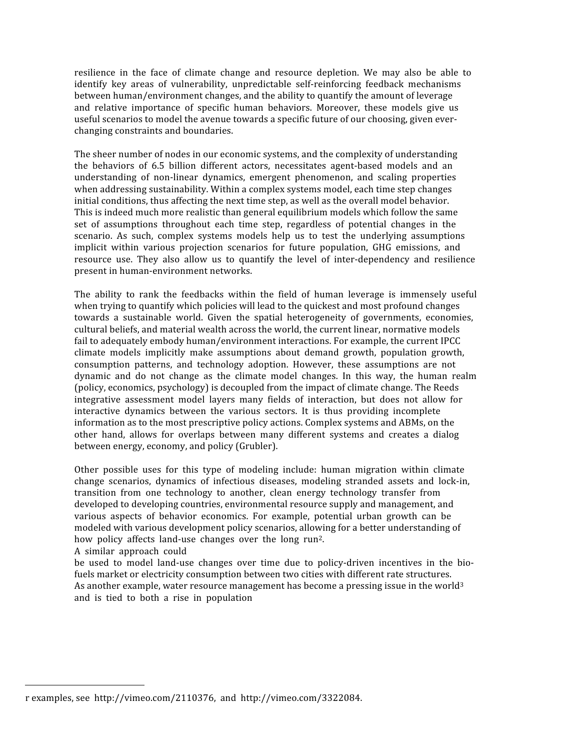resilience in the face of climate change and resource depletion. We may also be able to identify key areas of vulnerability, unpredictable self-reinforcing feedback mechanisms between human/environment changes, and the ability to quantify the amount of leverage and relative importance of specific human behaviors. Moreover, these models give us useful scenarios to model the avenue towards a specific future of our choosing, given ever-changing constraints and boundaries.

The sheer number of nodes in our economic systems, and the complexity of understanding the behaviors of 6.5 billion different actors, necessitates agent-based models and an understanding of non-linear dynamics, emergent phenomenon, and scaling properties when addressing sustainability. Within a complex systems model, each time step changes initial conditions, thus affecting the next time step, as well as the overall model behavior. This is indeed much more realistic than general equilibrium models which follow the same set of assumptions throughout each time step, regardless of potential changes in the scenario. As such, complex systems models help us to test the underlying assumptions implicit within various projection scenarios for future population, GHG emissions, and resource use. They also allow us to quantify the level of inter-dependency and resilience present in human-environment networks.

The ability to rank the feedbacks within the field of human leverage is immensely useful when trying to quantify which policies will lead to the quickest and most profound changes towards a sustainable world. Given the spatial heterogeneity of governments, economies, cultural beliefs, and material wealth across the world, the current linear, normative models fail to adequately embody human/environment interactions. For example, the current IPCC climate models implicitly make assumptions about demand growth, population growth, consumption patterns, and technology adoption. However, these assumptions are not dynamic and do not change as the climate model changes. In this way, the human realm (policy, economics, psychology) is decoupled from the impact of climate change. The Reeds integrative assessment model layers many fields of interaction, but does not allow for interactive dynamics between the various sectors. It is thus providing incomplete information as to the most prescriptive policy actions. Complex systems and ABMs, on the other hand, allows for overlaps between many different systems and creates a dialog between energy, economy, and policy (Grubler).

Other possible uses for this type of modeling include: human migration within climate change scenarios, dynamics of infectious diseases, modeling stranded assets and lock-in, transition from one technology to another, clean energy technology transfer from developed to developing countries, environmental resource supply and management, and various aspects of behavior economics. For example, potential urban growth can be modeled with various development policy scenarios, allowing for a better understanding of how policy affects land-use changes over the long run[2].
A similar approach could be used to model land-use changes over time due to policy-driven incentives in the bio-fuels market or electricity consumption between two cities with different rate structures. As another example, water resource management has become a pressing issue in the world[3] and is tied to both a rise in population

r examples, see http://vimeo.com/2110376, and http://vimeo.com/3322084.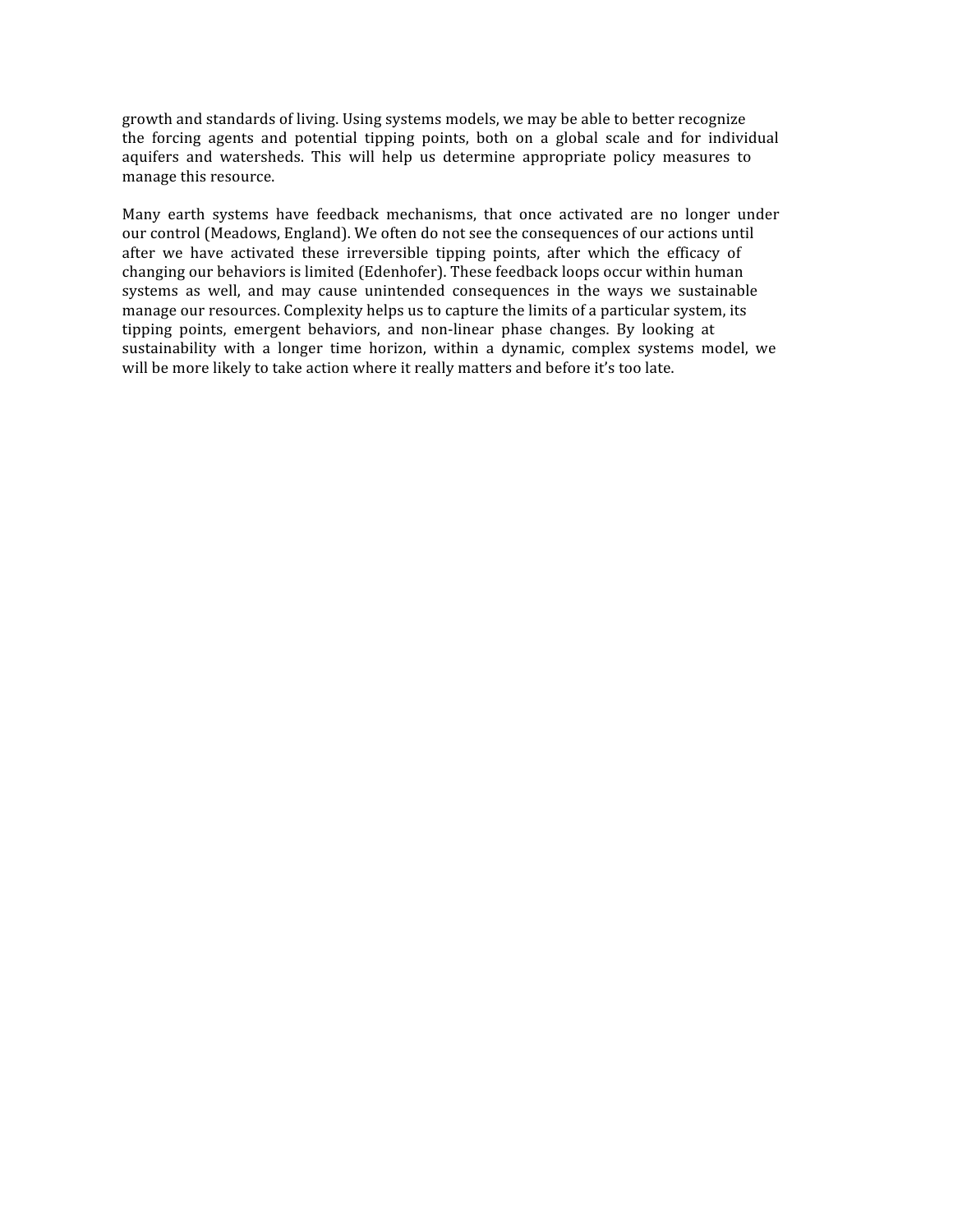growth and standards of living. Using systems models, we may be able to better recognize the forcing agents and potential tipping points, both on a global scale and for individual aquifers and watersheds. This will help us determine appropriate policy measures to manage this resource.

Many earth systems have feedback mechanisms, that once activated are no longer under our control (Meadows, England). We often do not see the consequences of our actions until after we have activated these irreversible tipping points, after which the efficacy of changing our behaviors is limited (Edenhofer). These feedback loops occur within human systems as well, and may cause unintended consequences in the ways we sustainable manage our resources. Complexity helps us to capture the limits of a particular system, its tipping points, emergent behaviors, and non-linear phase changes. By looking at sustainability with a longer time horizon, within a dynamic, complex systems model, we will be more likely to take action where it really matters and before it's too late.